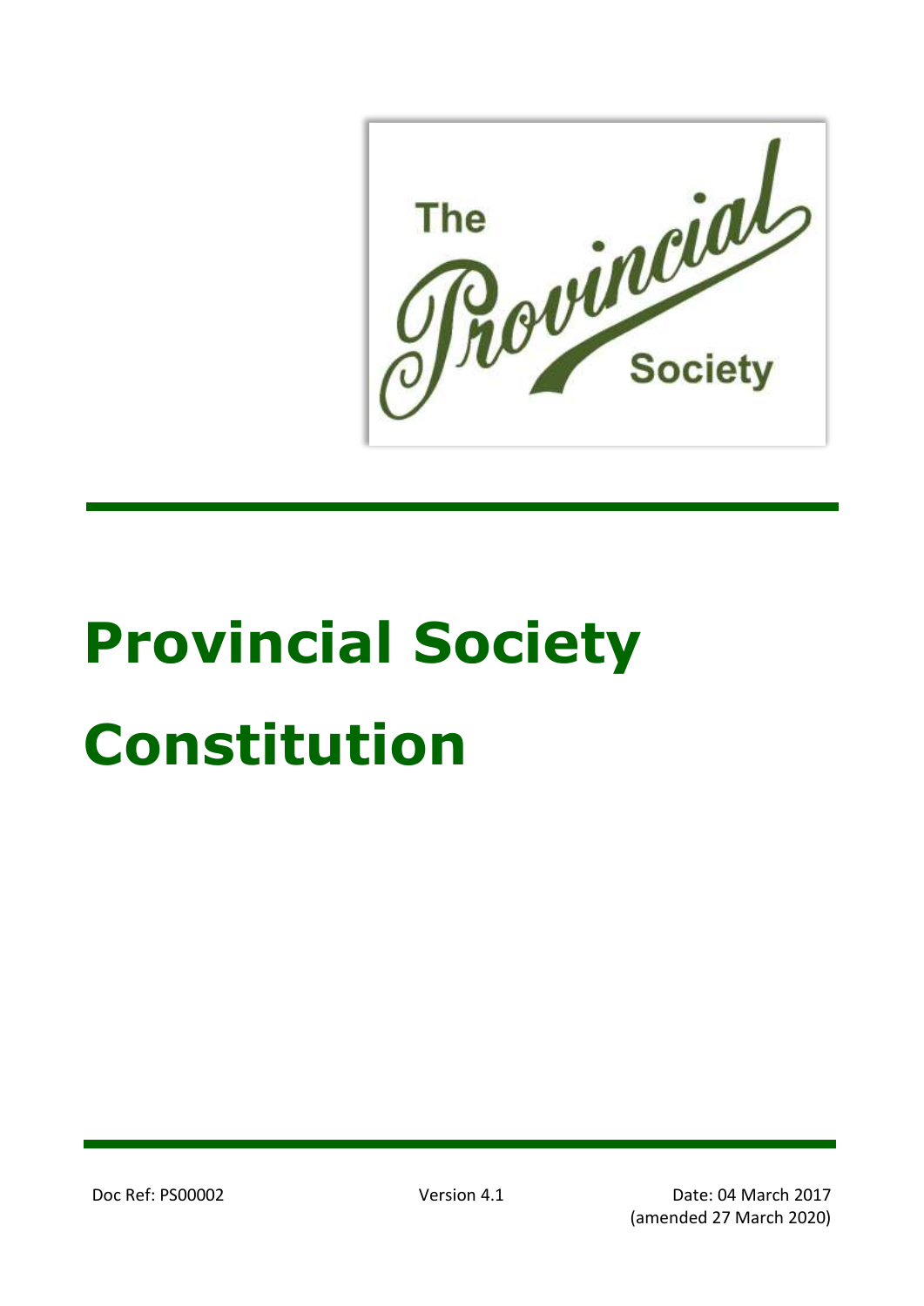# Provincial Society Constitution

Doc Ref: PS00002 | Version 4.1 | Date: 04 March 2017 (amended 27 March 2020)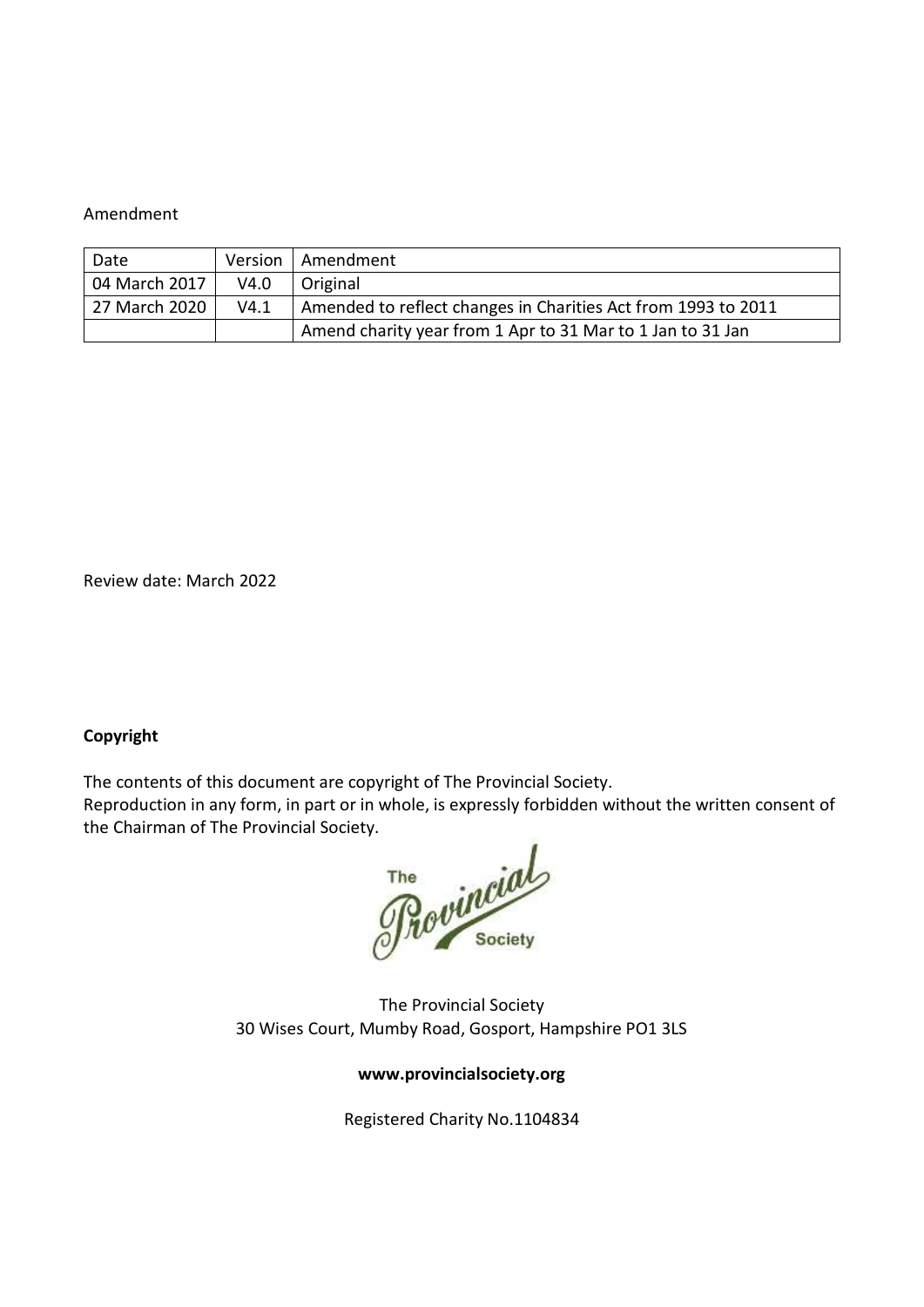Amendment

| Date | Version | Amendment |
|---|---|---|
| 04 March 2017 | V4.0 | Original |
| 27 March 2020 | V4.1 | Amended to reflect changes in Charities Act from 1993 to 2011 |
| | | Amend charity year from 1 Apr to 31 Mar to 1 Jan to 31 Jan |

Review date: March 2022

**Copyright**

The contents of this document are copyright of The Provincial Society.
Reproduction in any form, in part or in whole, is expressly forbidden without the written consent of the Chairman of The Provincial Society.

The Provincial Society
30 Wises Court, Mumby Road, Gosport, Hampshire PO1 3LS

**www.provincialsociety.org**

Registered Charity No.1104834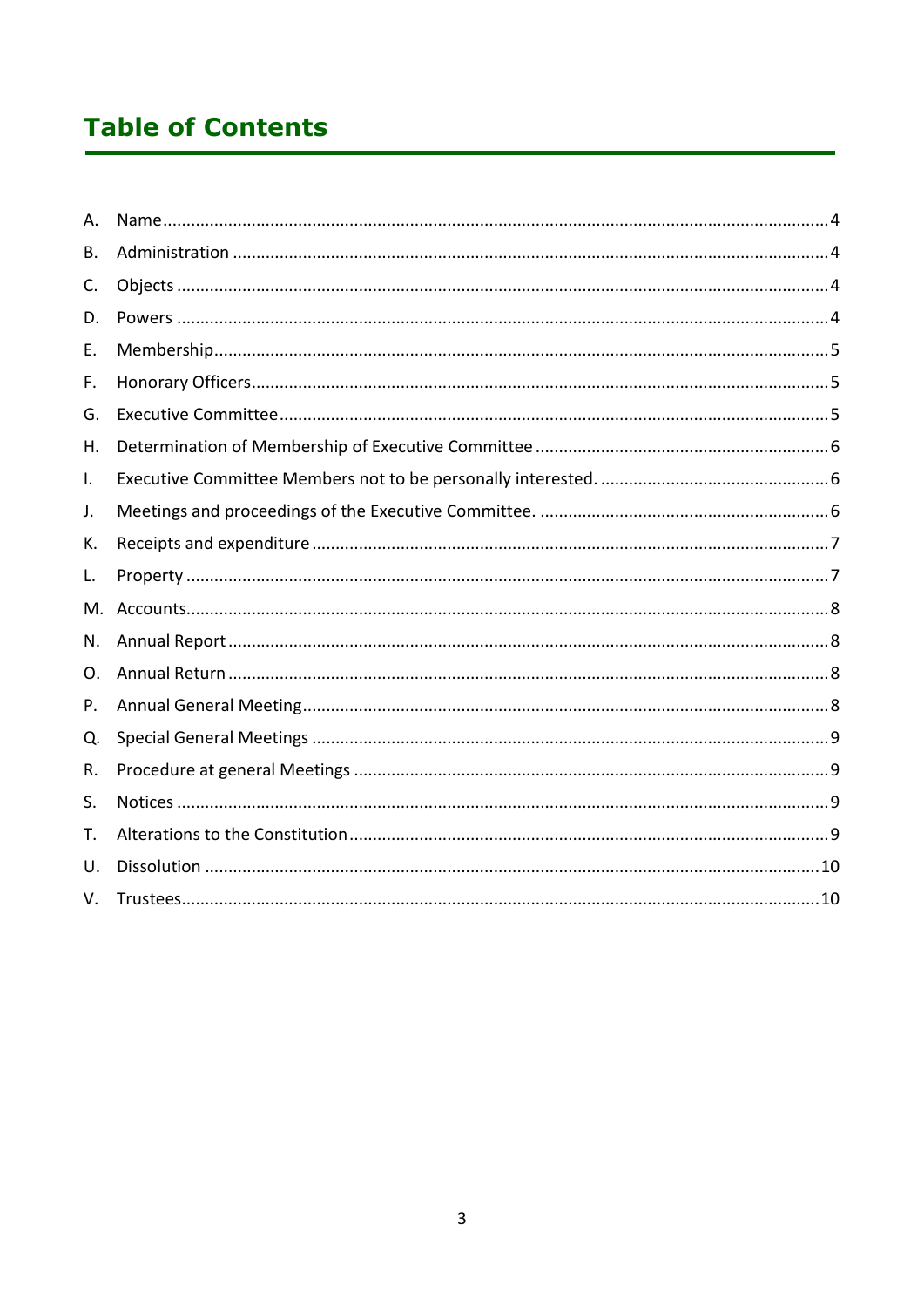# Table of Contents

| | | |
|---|---|---|
| A. | Name | 4 |
| B. | Administration | 4 |
| C. | Objects | 4 |
| D. | Powers | 4 |
| E. | Membership | 5 |
| F. | Honorary Officers | 5 |
| G. | Executive Committee | 5 |
| H. | Determination of Membership of Executive Committee | 6 |
| I. | Executive Committee Members not to be personally interested. | 6 |
| J. | Meetings and proceedings of the Executive Committee. | 6 |
| K. | Receipts and expenditure | 7 |
| L. | Property | 7 |
| M. | Accounts | 8 |
| N. | Annual Report | 8 |
| O. | Annual Return | 8 |
| P. | Annual General Meeting | 8 |
| Q. | Special General Meetings | 9 |
| R. | Procedure at general Meetings | 9 |
| S. | Notices | 9 |
| T. | Alterations to the Constitution | 9 |
| U. | Dissolution | 10 |
| V. | Trustees | 10 |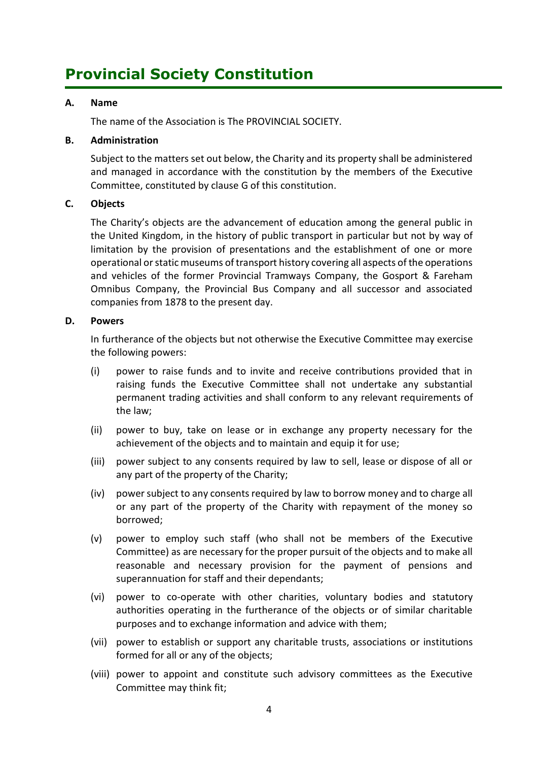# Provincial Society Constitution

**A. Name**

The name of the Association is The PROVINCIAL SOCIETY.

**B. Administration**

Subject to the matters set out below, the Charity and its property shall be administered and managed in accordance with the constitution by the members of the Executive Committee, constituted by clause G of this constitution.

**C. Objects**

The Charity's objects are the advancement of education among the general public in the United Kingdom, in the history of public transport in particular but not by way of limitation by the provision of presentations and the establishment of one or more operational or static museums of transport history covering all aspects of the operations and vehicles of the former Provincial Tramways Company, the Gosport & Fareham Omnibus Company, the Provincial Bus Company and all successor and associated companies from 1878 to the present day.

**D. Powers**

In furtherance of the objects but not otherwise the Executive Committee may exercise the following powers:

(i) power to raise funds and to invite and receive contributions provided that in raising funds the Executive Committee shall not undertake any substantial permanent trading activities and shall conform to any relevant requirements of the law;

(ii) power to buy, take on lease or in exchange any property necessary for the achievement of the objects and to maintain and equip it for use;

(iii) power subject to any consents required by law to sell, lease or dispose of all or any part of the property of the Charity;

(iv) power subject to any consents required by law to borrow money and to charge all or any part of the property of the Charity with repayment of the money so borrowed;

(v) power to employ such staff (who shall not be members of the Executive Committee) as are necessary for the proper pursuit of the objects and to make all reasonable and necessary provision for the payment of pensions and superannuation for staff and their dependants;

(vi) power to co-operate with other charities, voluntary bodies and statutory authorities operating in the furtherance of the objects or of similar charitable purposes and to exchange information and advice with them;

(vii) power to establish or support any charitable trusts, associations or institutions formed for all or any of the objects;

(viii) power to appoint and constitute such advisory committees as the Executive Committee may think fit;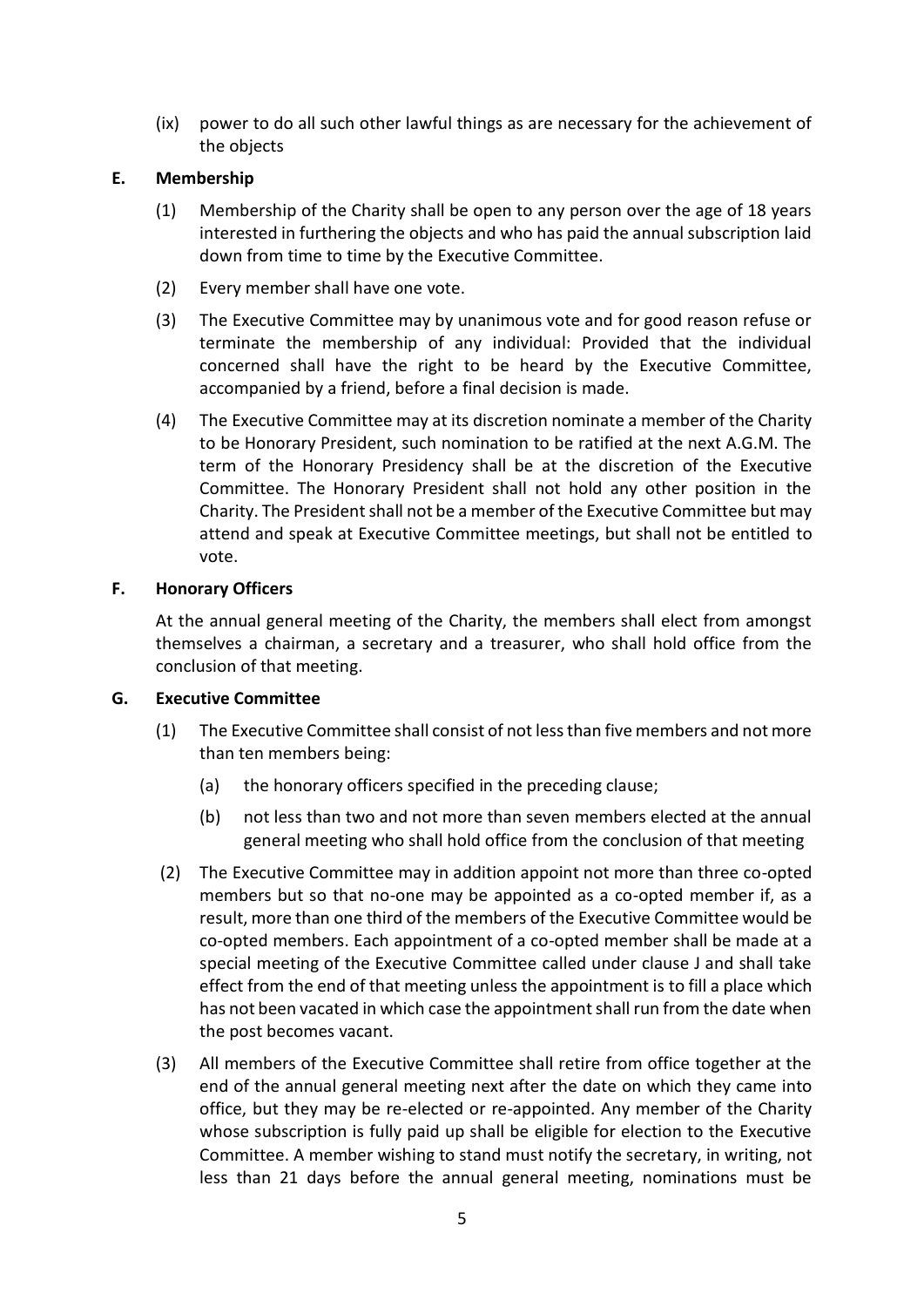(ix) power to do all such other lawful things as are necessary for the achievement of the objects

## E. Membership

(1) Membership of the Charity shall be open to any person over the age of 18 years interested in furthering the objects and who has paid the annual subscription laid down from time to time by the Executive Committee.

(2) Every member shall have one vote.

(3) The Executive Committee may by unanimous vote and for good reason refuse or terminate the membership of any individual: Provided that the individual concerned shall have the right to be heard by the Executive Committee, accompanied by a friend, before a final decision is made.

(4) The Executive Committee may at its discretion nominate a member of the Charity to be Honorary President, such nomination to be ratified at the next A.G.M. The term of the Honorary Presidency shall be at the discretion of the Executive Committee. The Honorary President shall not hold any other position in the Charity. The President shall not be a member of the Executive Committee but may attend and speak at Executive Committee meetings, but shall not be entitled to vote.

## F. Honorary Officers

At the annual general meeting of the Charity, the members shall elect from amongst themselves a chairman, a secretary and a treasurer, who shall hold office from the conclusion of that meeting.

## G. Executive Committee

(1) The Executive Committee shall consist of not less than five members and not more than ten members being:

- (a) the honorary officers specified in the preceding clause;
- (b) not less than two and not more than seven members elected at the annual general meeting who shall hold office from the conclusion of that meeting

(2) The Executive Committee may in addition appoint not more than three co-opted members but so that no-one may be appointed as a co-opted member if, as a result, more than one third of the members of the Executive Committee would be co-opted members. Each appointment of a co-opted member shall be made at a special meeting of the Executive Committee called under clause J and shall take effect from the end of that meeting unless the appointment is to fill a place which has not been vacated in which case the appointment shall run from the date when the post becomes vacant.

(3) All members of the Executive Committee shall retire from office together at the end of the annual general meeting next after the date on which they came into office, but they may be re-elected or re-appointed. Any member of the Charity whose subscription is fully paid up shall be eligible for election to the Executive Committee. A member wishing to stand must notify the secretary, in writing, not less than 21 days before the annual general meeting, nominations must be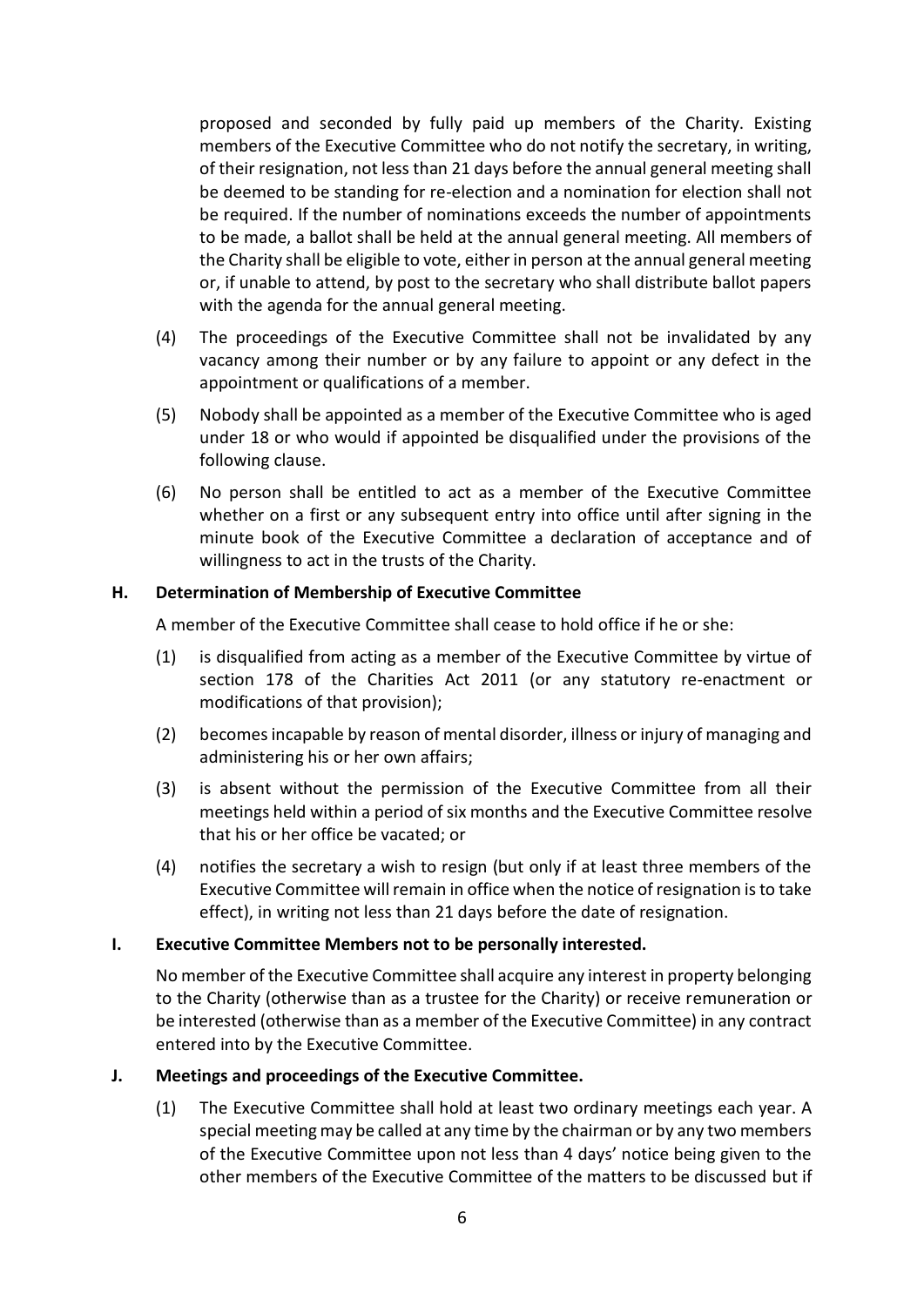proposed and seconded by fully paid up members of the Charity. Existing members of the Executive Committee who do not notify the secretary, in writing, of their resignation, not less than 21 days before the annual general meeting shall be deemed to be standing for re-election and a nomination for election shall not be required. If the number of nominations exceeds the number of appointments to be made, a ballot shall be held at the annual general meeting. All members of the Charity shall be eligible to vote, either in person at the annual general meeting or, if unable to attend, by post to the secretary who shall distribute ballot papers with the agenda for the annual general meeting.

(4) The proceedings of the Executive Committee shall not be invalidated by any vacancy among their number or by any failure to appoint or any defect in the appointment or qualifications of a member.

(5) Nobody shall be appointed as a member of the Executive Committee who is aged under 18 or who would if appointed be disqualified under the provisions of the following clause.

(6) No person shall be entitled to act as a member of the Executive Committee whether on a first or any subsequent entry into office until after signing in the minute book of the Executive Committee a declaration of acceptance and of willingness to act in the trusts of the Charity.

**H. Determination of Membership of Executive Committee**

A member of the Executive Committee shall cease to hold office if he or she:

(1) is disqualified from acting as a member of the Executive Committee by virtue of section 178 of the Charities Act 2011 (or any statutory re-enactment or modifications of that provision);

(2) becomes incapable by reason of mental disorder, illness or injury of managing and administering his or her own affairs;

(3) is absent without the permission of the Executive Committee from all their meetings held within a period of six months and the Executive Committee resolve that his or her office be vacated; or

(4) notifies the secretary a wish to resign (but only if at least three members of the Executive Committee will remain in office when the notice of resignation is to take effect), in writing not less than 21 days before the date of resignation.

**I. Executive Committee Members not to be personally interested.**

No member of the Executive Committee shall acquire any interest in property belonging to the Charity (otherwise than as a trustee for the Charity) or receive remuneration or be interested (otherwise than as a member of the Executive Committee) in any contract entered into by the Executive Committee.

**J. Meetings and proceedings of the Executive Committee.**

(1) The Executive Committee shall hold at least two ordinary meetings each year. A special meeting may be called at any time by the chairman or by any two members of the Executive Committee upon not less than 4 days' notice being given to the other members of the Executive Committee of the matters to be discussed but if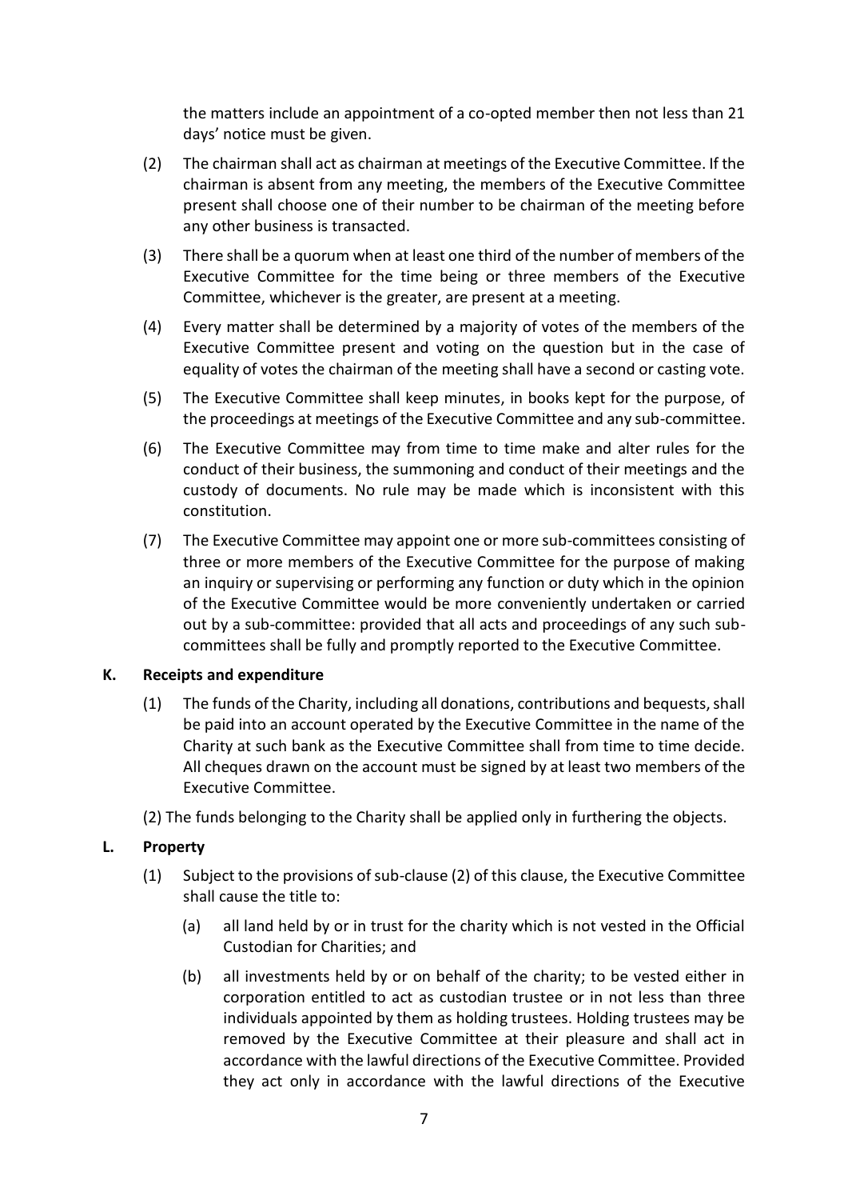the matters include an appointment of a co-opted member then not less than 21 days' notice must be given.

(2) The chairman shall act as chairman at meetings of the Executive Committee. If the chairman is absent from any meeting, the members of the Executive Committee present shall choose one of their number to be chairman of the meeting before any other business is transacted.

(3) There shall be a quorum when at least one third of the number of members of the Executive Committee for the time being or three members of the Executive Committee, whichever is the greater, are present at a meeting.

(4) Every matter shall be determined by a majority of votes of the members of the Executive Committee present and voting on the question but in the case of equality of votes the chairman of the meeting shall have a second or casting vote.

(5) The Executive Committee shall keep minutes, in books kept for the purpose, of the proceedings at meetings of the Executive Committee and any sub-committee.

(6) The Executive Committee may from time to time make and alter rules for the conduct of their business, the summoning and conduct of their meetings and the custody of documents. No rule may be made which is inconsistent with this constitution.

(7) The Executive Committee may appoint one or more sub-committees consisting of three or more members of the Executive Committee for the purpose of making an inquiry or supervising or performing any function or duty which in the opinion of the Executive Committee would be more conveniently undertaken or carried out by a sub-committee: provided that all acts and proceedings of any such sub-committees shall be fully and promptly reported to the Executive Committee.

## K. Receipts and expenditure

(1) The funds of the Charity, including all donations, contributions and bequests, shall be paid into an account operated by the Executive Committee in the name of the Charity at such bank as the Executive Committee shall from time to time decide. All cheques drawn on the account must be signed by at least two members of the Executive Committee.

(2) The funds belonging to the Charity shall be applied only in furthering the objects.

## L. Property

(1) Subject to the provisions of sub-clause (2) of this clause, the Executive Committee shall cause the title to:

(a) all land held by or in trust for the charity which is not vested in the Official Custodian for Charities; and

(b) all investments held by or on behalf of the charity; to be vested either in corporation entitled to act as custodian trustee or in not less than three individuals appointed by them as holding trustees. Holding trustees may be removed by the Executive Committee at their pleasure and shall act in accordance with the lawful directions of the Executive Committee. Provided they act only in accordance with the lawful directions of the Executive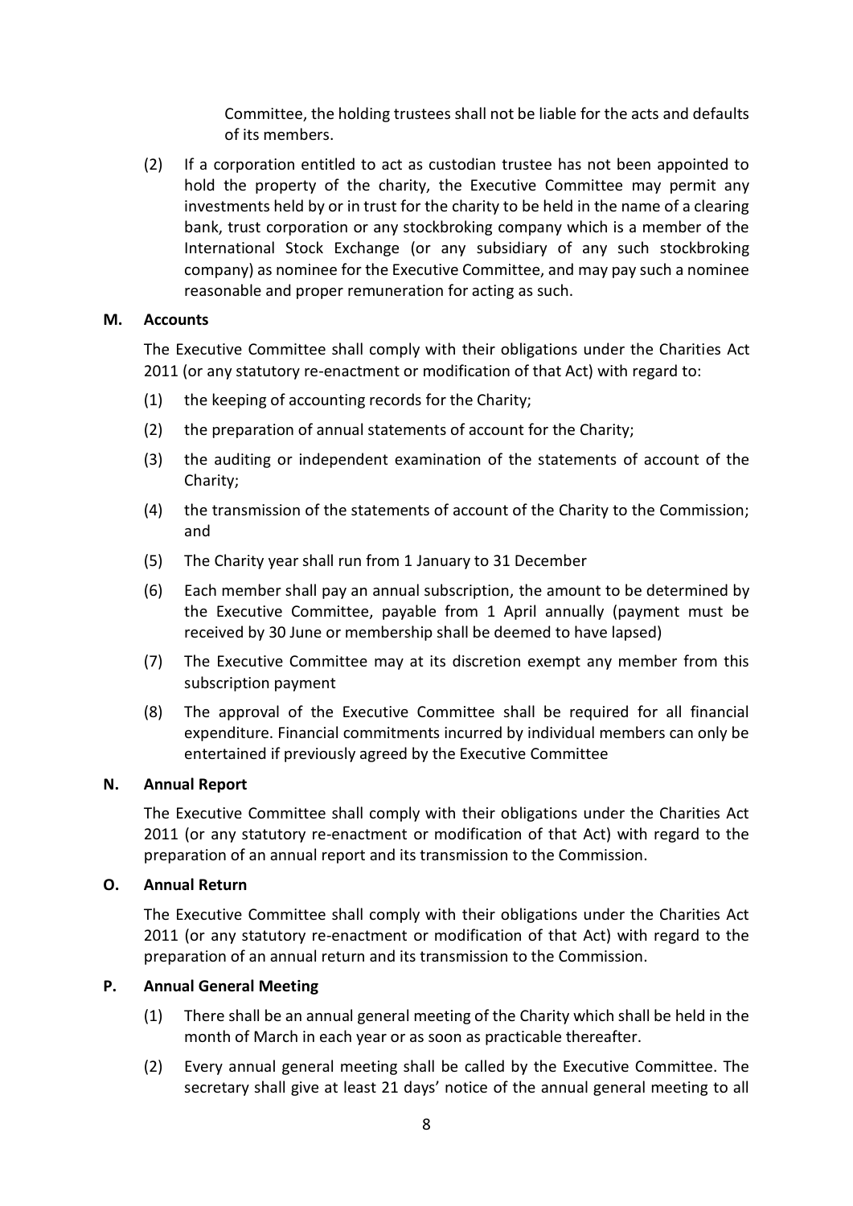Committee, the holding trustees shall not be liable for the acts and defaults of its members.

(2) If a corporation entitled to act as custodian trustee has not been appointed to hold the property of the charity, the Executive Committee may permit any investments held by or in trust for the charity to be held in the name of a clearing bank, trust corporation or any stockbroking company which is a member of the International Stock Exchange (or any subsidiary of any such stockbroking company) as nominee for the Executive Committee, and may pay such a nominee reasonable and proper remuneration for acting as such.

### M. Accounts

The Executive Committee shall comply with their obligations under the Charities Act 2011 (or any statutory re-enactment or modification of that Act) with regard to:

(1) the keeping of accounting records for the Charity;

(2) the preparation of annual statements of account for the Charity;

(3) the auditing or independent examination of the statements of account of the Charity;

(4) the transmission of the statements of account of the Charity to the Commission; and

(5) The Charity year shall run from 1 January to 31 December

(6) Each member shall pay an annual subscription, the amount to be determined by the Executive Committee, payable from 1 April annually (payment must be received by 30 June or membership shall be deemed to have lapsed)

(7) The Executive Committee may at its discretion exempt any member from this subscription payment

(8) The approval of the Executive Committee shall be required for all financial expenditure. Financial commitments incurred by individual members can only be entertained if previously agreed by the Executive Committee

### N. Annual Report

The Executive Committee shall comply with their obligations under the Charities Act 2011 (or any statutory re-enactment or modification of that Act) with regard to the preparation of an annual report and its transmission to the Commission.

### O. Annual Return

The Executive Committee shall comply with their obligations under the Charities Act 2011 (or any statutory re-enactment or modification of that Act) with regard to the preparation of an annual return and its transmission to the Commission.

### P. Annual General Meeting

(1) There shall be an annual general meeting of the Charity which shall be held in the month of March in each year or as soon as practicable thereafter.

(2) Every annual general meeting shall be called by the Executive Committee. The secretary shall give at least 21 days' notice of the annual general meeting to all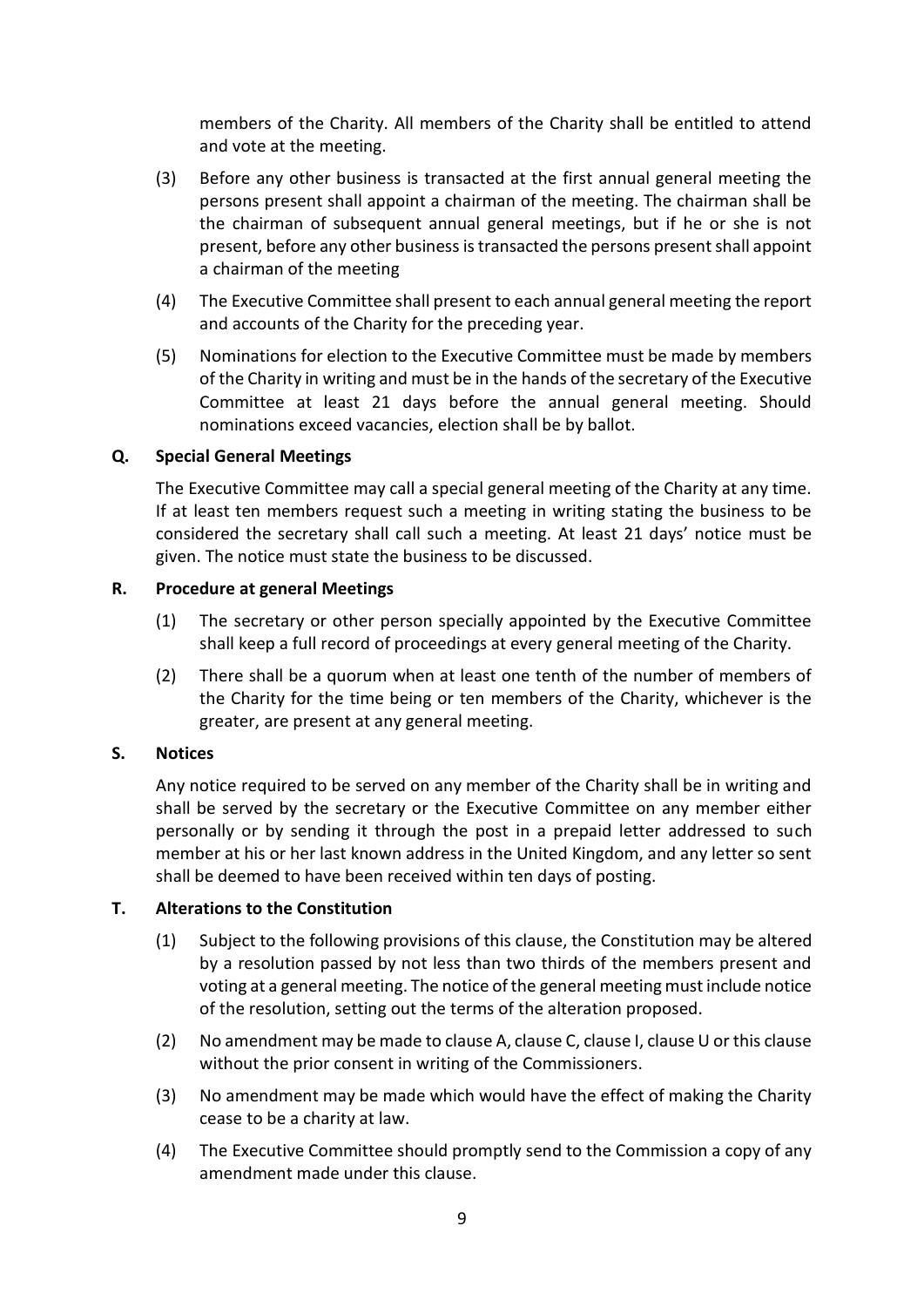members of the Charity. All members of the Charity shall be entitled to attend and vote at the meeting.

(3) Before any other business is transacted at the first annual general meeting the persons present shall appoint a chairman of the meeting. The chairman shall be the chairman of subsequent annual general meetings, but if he or she is not present, before any other business is transacted the persons present shall appoint a chairman of the meeting

(4) The Executive Committee shall present to each annual general meeting the report and accounts of the Charity for the preceding year.

(5) Nominations for election to the Executive Committee must be made by members of the Charity in writing and must be in the hands of the secretary of the Executive Committee at least 21 days before the annual general meeting. Should nominations exceed vacancies, election shall be by ballot.

### Q. Special General Meetings

The Executive Committee may call a special general meeting of the Charity at any time. If at least ten members request such a meeting in writing stating the business to be considered the secretary shall call such a meeting. At least 21 days' notice must be given. The notice must state the business to be discussed.

### R. Procedure at general Meetings

(1) The secretary or other person specially appointed by the Executive Committee shall keep a full record of proceedings at every general meeting of the Charity.

(2) There shall be a quorum when at least one tenth of the number of members of the Charity for the time being or ten members of the Charity, whichever is the greater, are present at any general meeting.

### S. Notices

Any notice required to be served on any member of the Charity shall be in writing and shall be served by the secretary or the Executive Committee on any member either personally or by sending it through the post in a prepaid letter addressed to such member at his or her last known address in the United Kingdom, and any letter so sent shall be deemed to have been received within ten days of posting.

### T. Alterations to the Constitution

(1) Subject to the following provisions of this clause, the Constitution may be altered by a resolution passed by not less than two thirds of the members present and voting at a general meeting. The notice of the general meeting must include notice of the resolution, setting out the terms of the alteration proposed.

(2) No amendment may be made to clause A, clause C, clause I, clause U or this clause without the prior consent in writing of the Commissioners.

(3) No amendment may be made which would have the effect of making the Charity cease to be a charity at law.

(4) The Executive Committee should promptly send to the Commission a copy of any amendment made under this clause.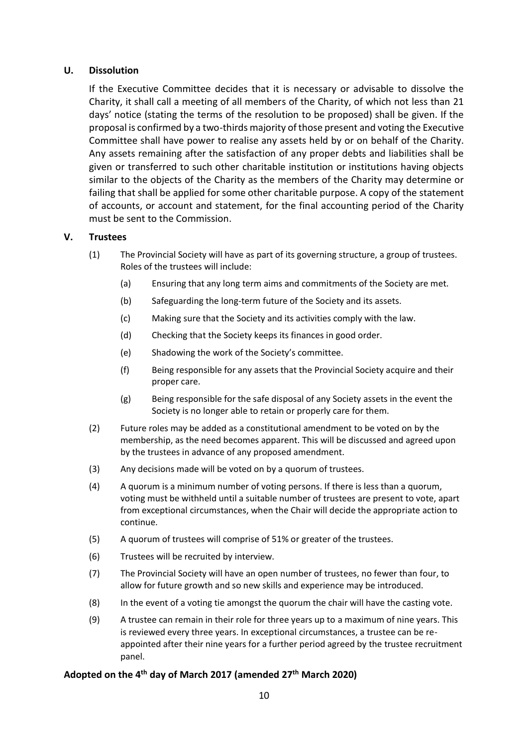## U. Dissolution

If the Executive Committee decides that it is necessary or advisable to dissolve the Charity, it shall call a meeting of all members of the Charity, of which not less than 21 days' notice (stating the terms of the resolution to be proposed) shall be given. If the proposal is confirmed by a two-thirds majority of those present and voting the Executive Committee shall have power to realise any assets held by or on behalf of the Charity. Any assets remaining after the satisfaction of any proper debts and liabilities shall be given or transferred to such other charitable institution or institutions having objects similar to the objects of the Charity as the members of the Charity may determine or failing that shall be applied for some other charitable purpose. A copy of the statement of accounts, or account and statement, for the final accounting period of the Charity must be sent to the Commission.

## V. Trustees

(1) The Provincial Society will have as part of its governing structure, a group of trustees. Roles of the trustees will include:

   (a) Ensuring that any long term aims and commitments of the Society are met.

   (b) Safeguarding the long-term future of the Society and its assets.

   (c) Making sure that the Society and its activities comply with the law.

   (d) Checking that the Society keeps its finances in good order.

   (e) Shadowing the work of the Society's committee.

   (f) Being responsible for any assets that the Provincial Society acquire and their proper care.

   (g) Being responsible for the safe disposal of any Society assets in the event the Society is no longer able to retain or properly care for them.

(2) Future roles may be added as a constitutional amendment to be voted on by the membership, as the need becomes apparent. This will be discussed and agreed upon by the trustees in advance of any proposed amendment.

(3) Any decisions made will be voted on by a quorum of trustees.

(4) A quorum is a minimum number of voting persons. If there is less than a quorum, voting must be withheld until a suitable number of trustees are present to vote, apart from exceptional circumstances, when the Chair will decide the appropriate action to continue.

(5) A quorum of trustees will comprise of 51% or greater of the trustees.

(6) Trustees will be recruited by interview.

(7) The Provincial Society will have an open number of trustees, no fewer than four, to allow for future growth and so new skills and experience may be introduced.

(8) In the event of a voting tie amongst the quorum the chair will have the casting vote.

(9) A trustee can remain in their role for three years up to a maximum of nine years. This is reviewed every three years. In exceptional circumstances, a trustee can be re-appointed after their nine years for a further period agreed by the trustee recruitment panel.

**Adopted on the 4th day of March 2017 (amended 27th March 2020)**